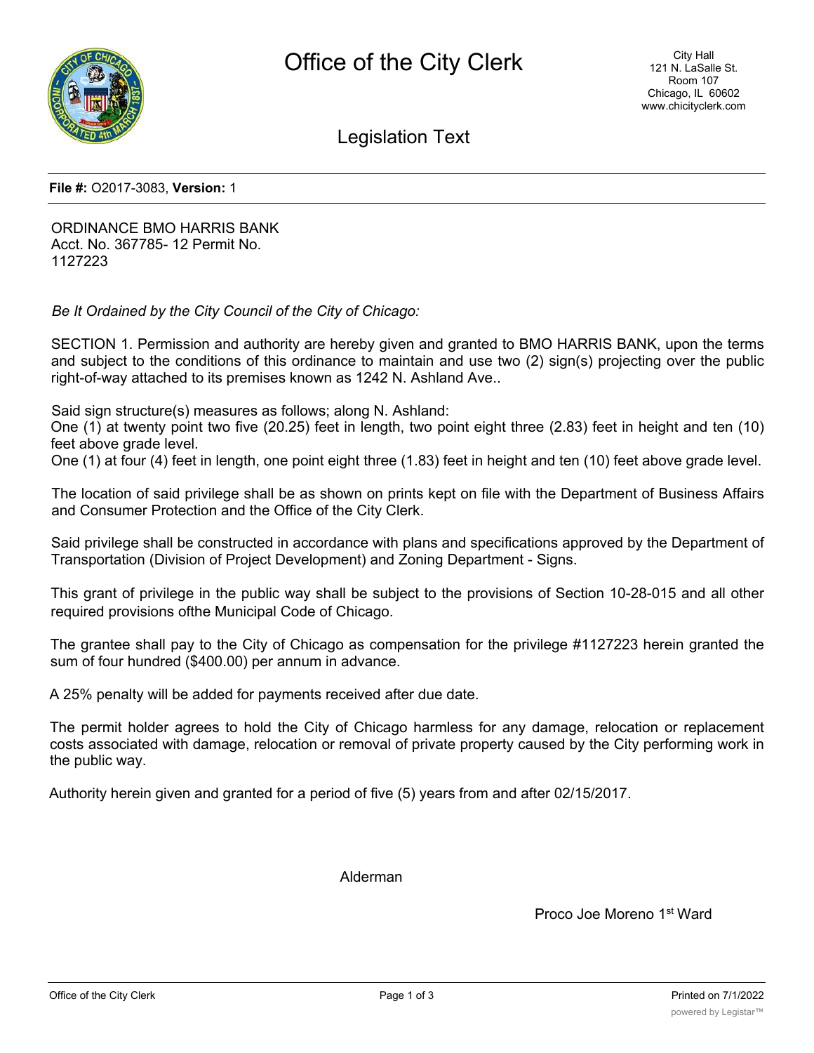# Office of the City Clerk

City Hall
121 N. LaSalle St.
Room 107
Chicago, IL 60602
www.chicityclerk.com

## Legislation Text

**File #:** O2017-3083, **Version:** 1

ORDINANCE BMO HARRIS BANK
Acct. No. 367785- 12 Permit No.
1127223

*Be It Ordained by the City Council of the City of Chicago:*

SECTION 1. Permission and authority are hereby given and granted to BMO HARRIS BANK, upon the terms and subject to the conditions of this ordinance to maintain and use two (2) sign(s) projecting over the public right-of-way attached to its premises known as 1242 N. Ashland Ave..

Said sign structure(s) measures as follows; along N. Ashland:
One (1) at twenty point two five (20.25) feet in length, two point eight three (2.83) feet in height and ten (10) feet above grade level.
One (1) at four (4) feet in length, one point eight three (1.83) feet in height and ten (10) feet above grade level.

The location of said privilege shall be as shown on prints kept on file with the Department of Business Affairs and Consumer Protection and the Office of the City Clerk.

Said privilege shall be constructed in accordance with plans and specifications approved by the Department of Transportation (Division of Project Development) and Zoning Department - Signs.

This grant of privilege in the public way shall be subject to the provisions of Section 10-28-015 and all other required provisions ofthe Municipal Code of Chicago.

The grantee shall pay to the City of Chicago as compensation for the privilege #1127223 herein granted the sum of four hundred ($400.00) per annum in advance.

A 25% penalty will be added for payments received after due date.

The permit holder agrees to hold the City of Chicago harmless for any damage, relocation or replacement costs associated with damage, relocation or removal of private property caused by the City performing work in the public way.

Authority herein given and granted for a period of five (5) years from and after 02/15/2017.

Alderman

Proco Joe Moreno 1st Ward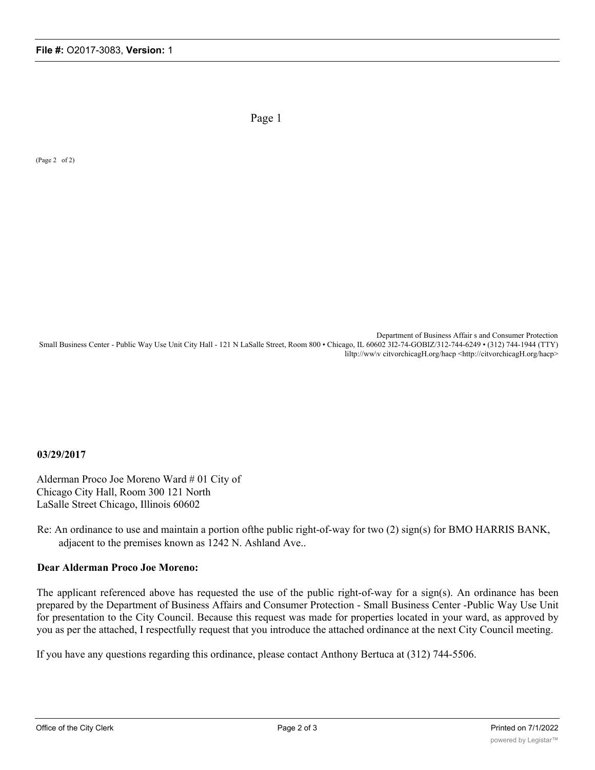Page 1

(Page 2 of 2)

Department of Business Affair s and Consumer Protection
Small Business Center - Public Way Use Unit City Hall - 121 N LaSalle Street, Room 800 • Chicago, IL 60602 3I2-74-GOBIZ/312-744-6249 • (312) 744-1944 (TTY)
liltp://ww\v citvorchicagH.org/hacp <http://citvorchicagH.org/hacp>

**03/29/2017**

Alderman Proco Joe Moreno Ward # 01 City of
Chicago City Hall, Room 300 121 North
LaSalle Street Chicago, Illinois 60602

Re: An ordinance to use and maintain a portion ofthe public right-of-way for two (2) sign(s) for BMO HARRIS BANK, adjacent to the premises known as 1242 N. Ashland Ave..

**Dear Alderman Proco Joe Moreno:**

The applicant referenced above has requested the use of the public right-of-way for a sign(s). An ordinance has been prepared by the Department of Business Affairs and Consumer Protection - Small Business Center -Public Way Use Unit for presentation to the City Council. Because this request was made for properties located in your ward, as approved by you as per the attached, I respectfully request that you introduce the attached ordinance at the next City Council meeting.

If you have any questions regarding this ordinance, please contact Anthony Bertuca at (312) 744-5506.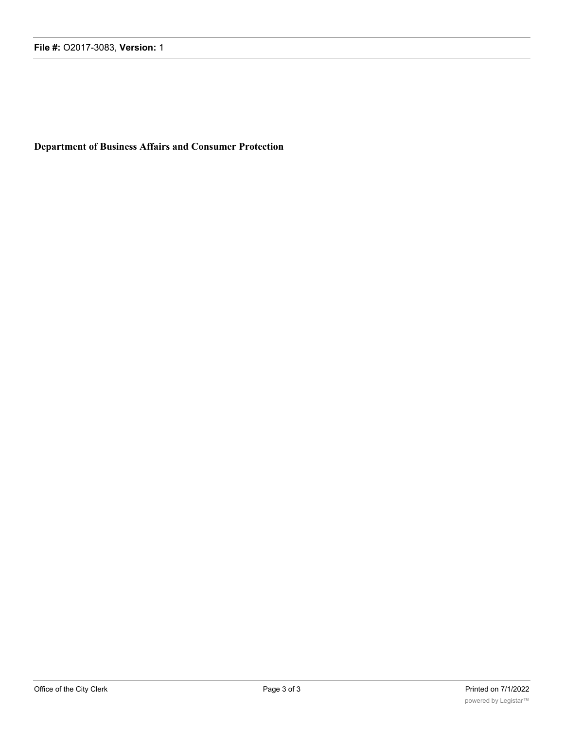**Department of Business Affairs and Consumer Protection**